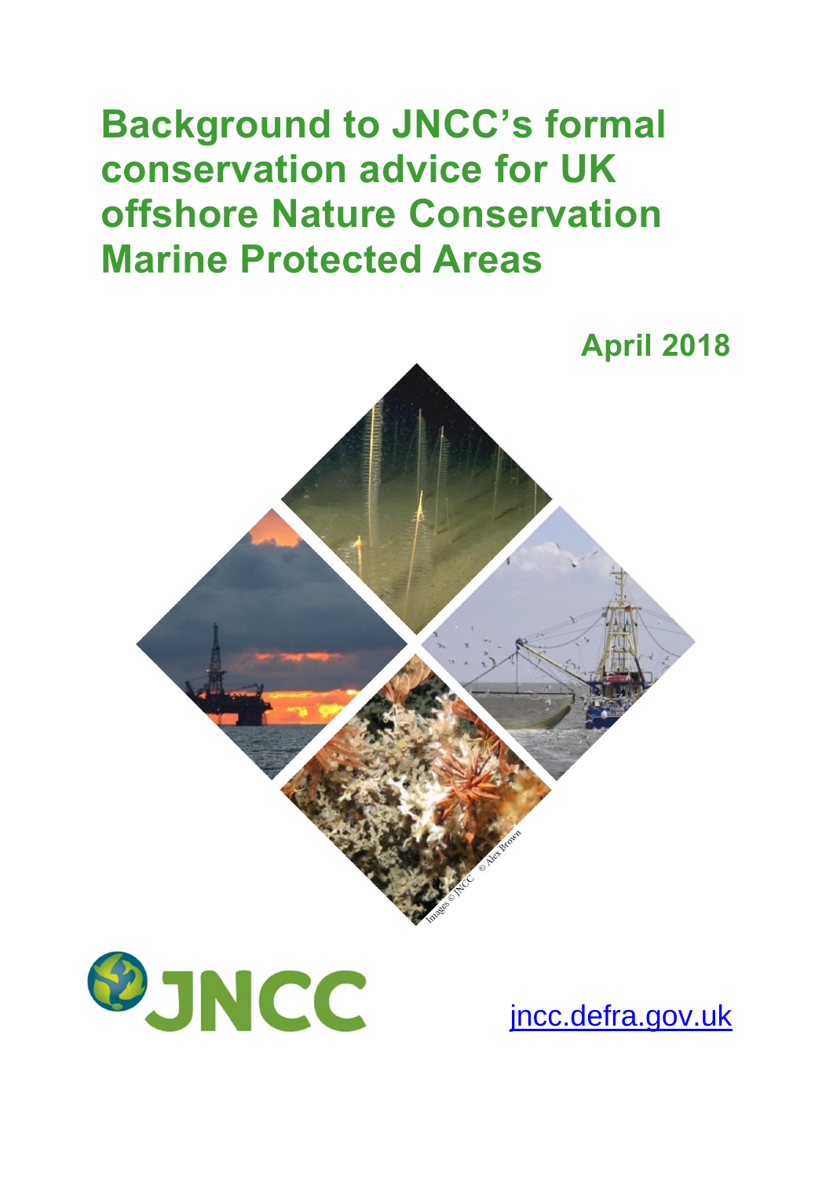# Background to JNCC's formal conservation advice for UK offshore Nature Conservation Marine Protected Areas

**April 2018**

Images © JNCC © Alex Brown

JNCC

jncc.defra.gov.uk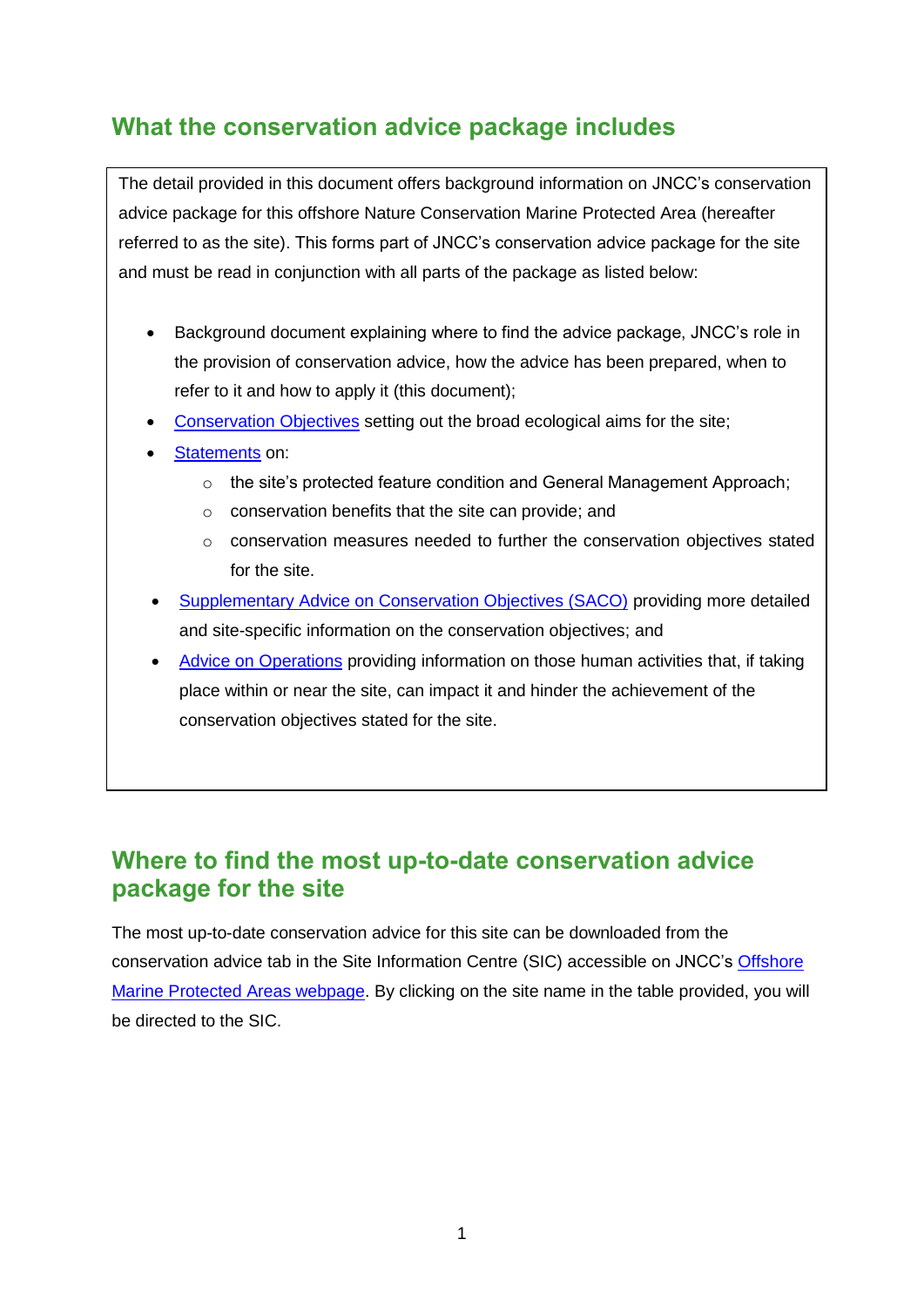## What the conservation advice package includes

The detail provided in this document offers background information on JNCC's conservation advice package for this offshore Nature Conservation Marine Protected Area (hereafter referred to as the site). This forms part of JNCC's conservation advice package for the site and must be read in conjunction with all parts of the package as listed below:

- Background document explaining where to find the advice package, JNCC's role in the provision of conservation advice, how the advice has been prepared, when to refer to it and how to apply it (this document);
- Conservation Objectives setting out the broad ecological aims for the site;
- Statements on:
  - the site's protected feature condition and General Management Approach;
  - conservation benefits that the site can provide; and
  - conservation measures needed to further the conservation objectives stated for the site.
- Supplementary Advice on Conservation Objectives (SACO) providing more detailed and site-specific information on the conservation objectives; and
- Advice on Operations providing information on those human activities that, if taking place within or near the site, can impact it and hinder the achievement of the conservation objectives stated for the site.

## Where to find the most up-to-date conservation advice package for the site

The most up-to-date conservation advice for this site can be downloaded from the conservation advice tab in the Site Information Centre (SIC) accessible on JNCC's Offshore Marine Protected Areas webpage. By clicking on the site name in the table provided, you will be directed to the SIC.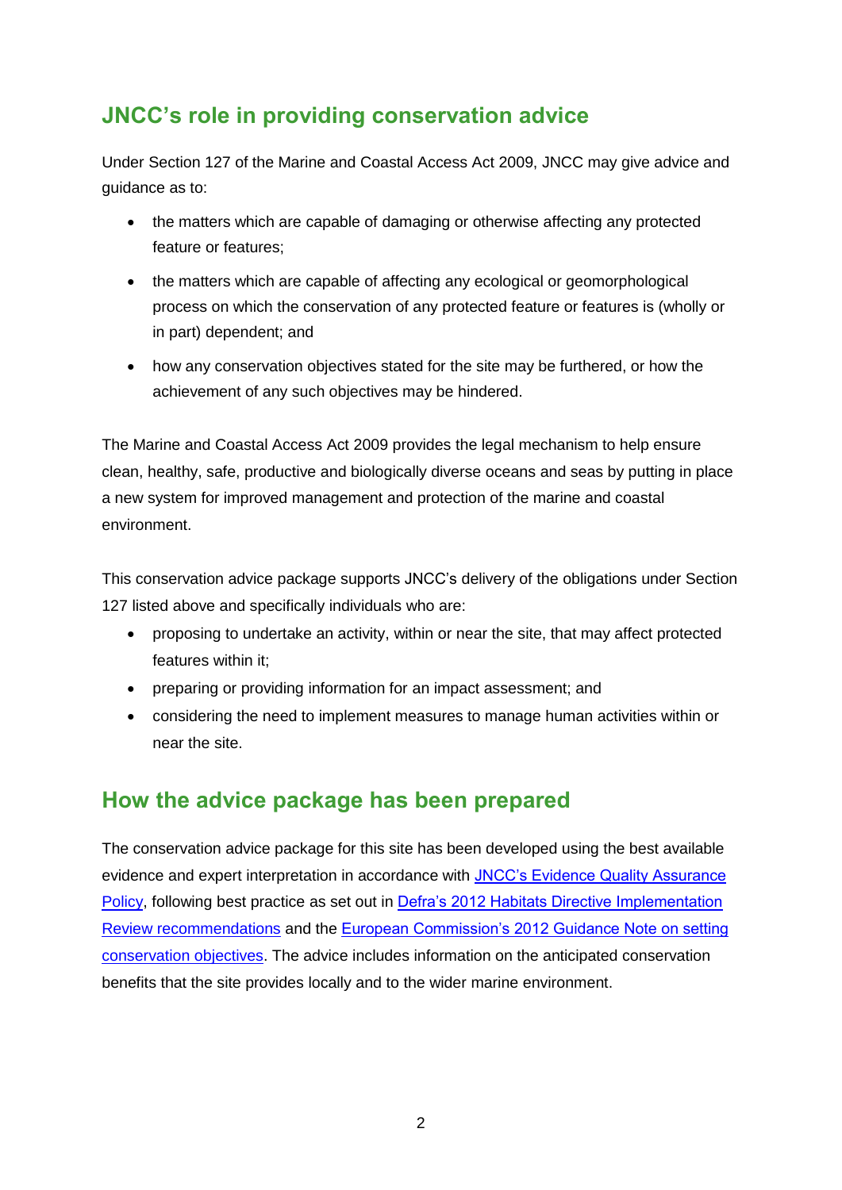## JNCC's role in providing conservation advice

Under Section 127 of the Marine and Coastal Access Act 2009, JNCC may give advice and guidance as to:

- the matters which are capable of damaging or otherwise affecting any protected feature or features;
- the matters which are capable of affecting any ecological or geomorphological process on which the conservation of any protected feature or features is (wholly or in part) dependent; and
- how any conservation objectives stated for the site may be furthered, or how the achievement of any such objectives may be hindered.

The Marine and Coastal Access Act 2009 provides the legal mechanism to help ensure clean, healthy, safe, productive and biologically diverse oceans and seas by putting in place a new system for improved management and protection of the marine and coastal environment.

This conservation advice package supports JNCC's delivery of the obligations under Section 127 listed above and specifically individuals who are:

- proposing to undertake an activity, within or near the site, that may affect protected features within it;
- preparing or providing information for an impact assessment; and
- considering the need to implement measures to manage human activities within or near the site.

## How the advice package has been prepared

The conservation advice package for this site has been developed using the best available evidence and expert interpretation in accordance with JNCC's Evidence Quality Assurance Policy, following best practice as set out in Defra's 2012 Habitats Directive Implementation Review recommendations and the European Commission's 2012 Guidance Note on setting conservation objectives. The advice includes information on the anticipated conservation benefits that the site provides locally and to the wider marine environment.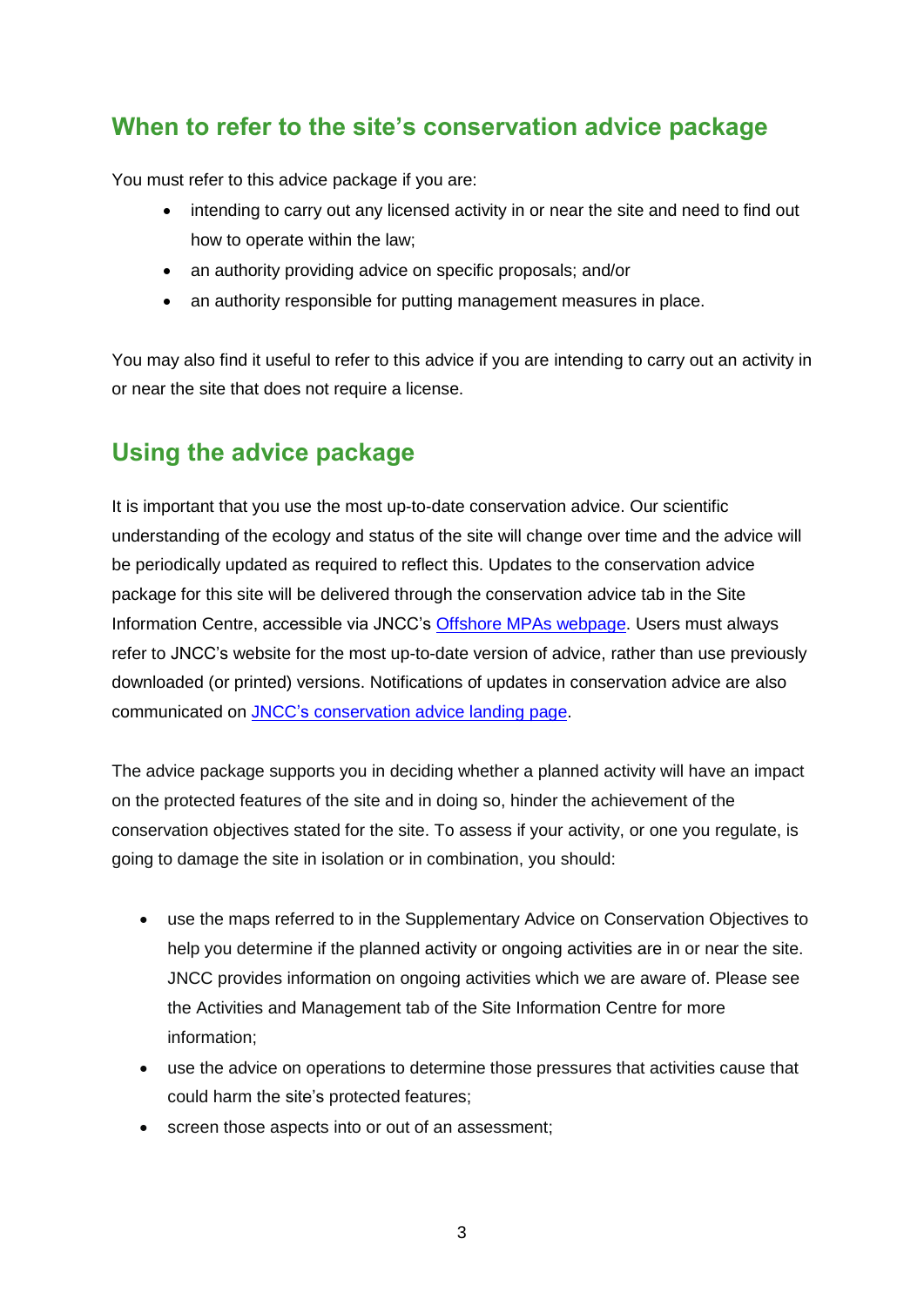## When to refer to the site's conservation advice package

You must refer to this advice package if you are:

- intending to carry out any licensed activity in or near the site and need to find out how to operate within the law;
- an authority providing advice on specific proposals; and/or
- an authority responsible for putting management measures in place.

You may also find it useful to refer to this advice if you are intending to carry out an activity in or near the site that does not require a license.

## Using the advice package

It is important that you use the most up-to-date conservation advice. Our scientific understanding of the ecology and status of the site will change over time and the advice will be periodically updated as required to reflect this. Updates to the conservation advice package for this site will be delivered through the conservation advice tab in the Site Information Centre, accessible via JNCC's Offshore MPAs webpage. Users must always refer to JNCC's website for the most up-to-date version of advice, rather than use previously downloaded (or printed) versions. Notifications of updates in conservation advice are also communicated on JNCC's conservation advice landing page.

The advice package supports you in deciding whether a planned activity will have an impact on the protected features of the site and in doing so, hinder the achievement of the conservation objectives stated for the site. To assess if your activity, or one you regulate, is going to damage the site in isolation or in combination, you should:

- use the maps referred to in the Supplementary Advice on Conservation Objectives to help you determine if the planned activity or ongoing activities are in or near the site. JNCC provides information on ongoing activities which we are aware of. Please see the Activities and Management tab of the Site Information Centre for more information;
- use the advice on operations to determine those pressures that activities cause that could harm the site's protected features;
- screen those aspects into or out of an assessment;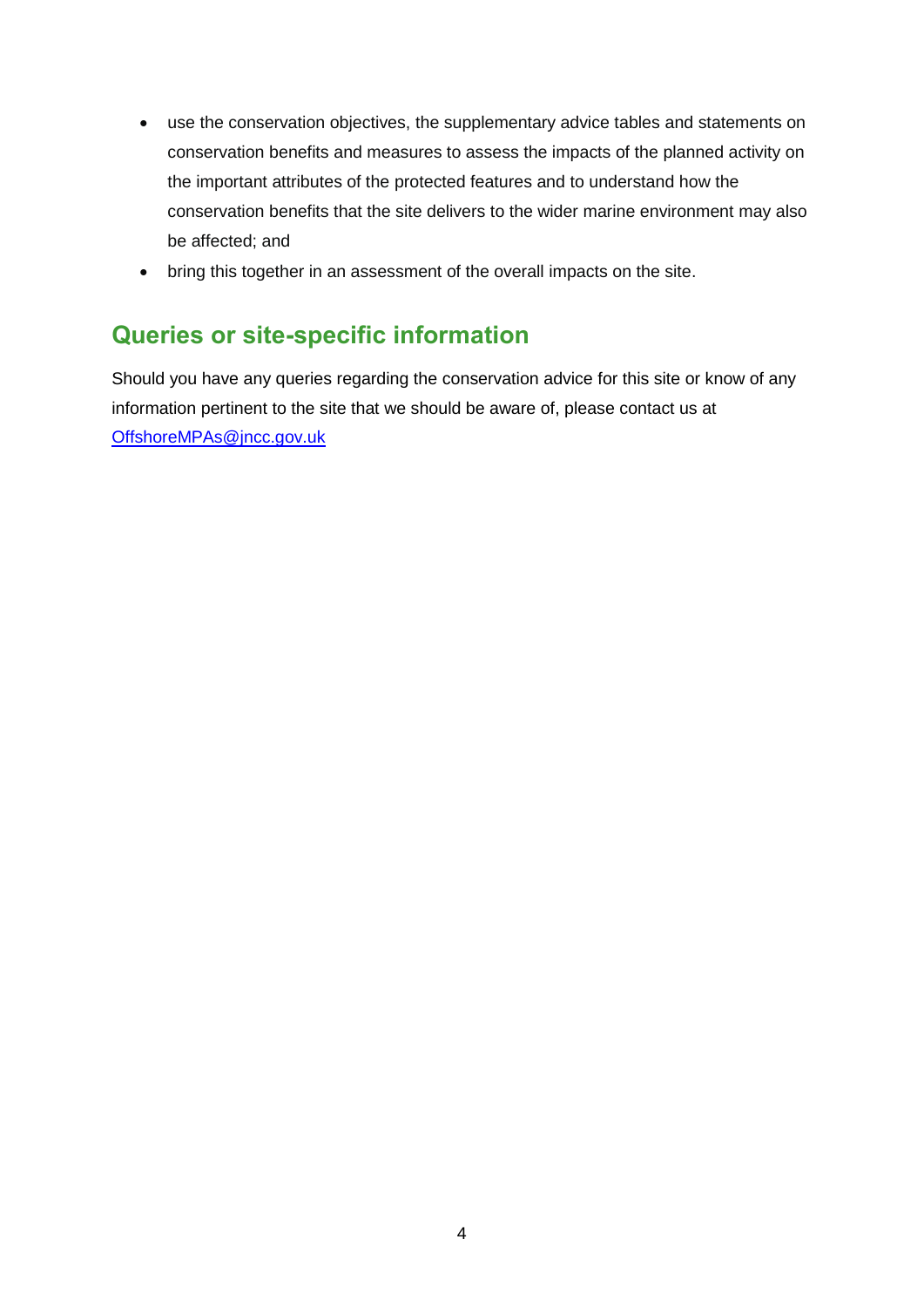- use the conservation objectives, the supplementary advice tables and statements on conservation benefits and measures to assess the impacts of the planned activity on the important attributes of the protected features and to understand how the conservation benefits that the site delivers to the wider marine environment may also be affected; and
- bring this together in an assessment of the overall impacts on the site.

## Queries or site-specific information

Should you have any queries regarding the conservation advice for this site or know of any information pertinent to the site that we should be aware of, please contact us at [OffshoreMPAs@jncc.gov.uk](mailto:OffshoreMPAs@jncc.gov.uk)